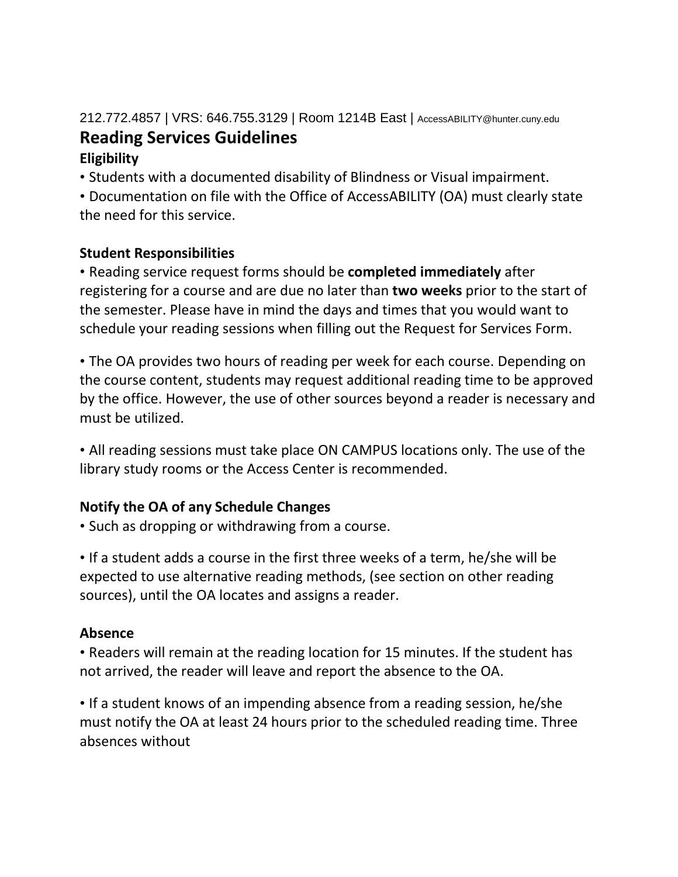212.772.4857 | VRS: 646.755.3129 | Room 1214B East | AccessABILITY@hunter.cuny.edu

# Reading Services Guidelines

### Eligibility

- Students with a documented disability of Blindness or Visual impairment.
- Documentation on file with the Office of AccessABILITY (OA) must clearly state the need for this service.

### Student Responsibilities

- Reading service request forms should be **completed immediately** after registering for a course and are due no later than **two weeks** prior to the start of the semester. Please have in mind the days and times that you would want to schedule your reading sessions when filling out the Request for Services Form.

- The OA provides two hours of reading per week for each course. Depending on the course content, students may request additional reading time to be approved by the office. However, the use of other sources beyond a reader is necessary and must be utilized.

- All reading sessions must take place ON CAMPUS locations only. The use of the library study rooms or the Access Center is recommended.

### Notify the OA of any Schedule Changes

- Such as dropping or withdrawing from a course.

- If a student adds a course in the first three weeks of a term, he/she will be expected to use alternative reading methods, (see section on other reading sources), until the OA locates and assigns a reader.

### Absence

- Readers will remain at the reading location for 15 minutes. If the student has not arrived, the reader will leave and report the absence to the OA.

- If a student knows of an impending absence from a reading session, he/she must notify the OA at least 24 hours prior to the scheduled reading time. Three absences without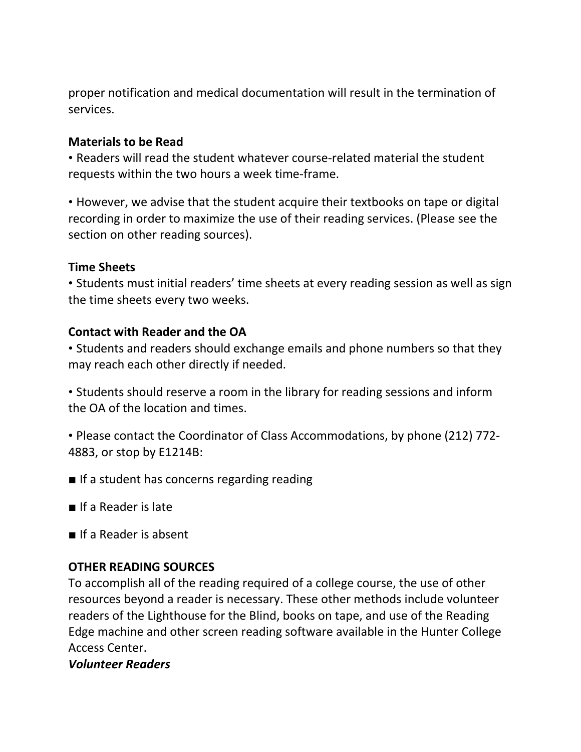proper notification and medical documentation will result in the termination of services.

**Materials to be Read**

• Readers will read the student whatever course-related material the student requests within the two hours a week time-frame.

• However, we advise that the student acquire their textbooks on tape or digital recording in order to maximize the use of their reading services. (Please see the section on other reading sources).

**Time Sheets**

• Students must initial readers' time sheets at every reading session as well as sign the time sheets every two weeks.

**Contact with Reader and the OA**

• Students and readers should exchange emails and phone numbers so that they may reach each other directly if needed.

• Students should reserve a room in the library for reading sessions and inform the OA of the location and times.

• Please contact the Coordinator of Class Accommodations, by phone (212) 772-4883, or stop by E1214B:

■ If a student has concerns regarding reading

■ If a Reader is late

■ If a Reader is absent

**OTHER READING SOURCES**

To accomplish all of the reading required of a college course, the use of other resources beyond a reader is necessary. These other methods include volunteer readers of the Lighthouse for the Blind, books on tape, and use of the Reading Edge machine and other screen reading software available in the Hunter College Access Center.

***Volunteer Readers***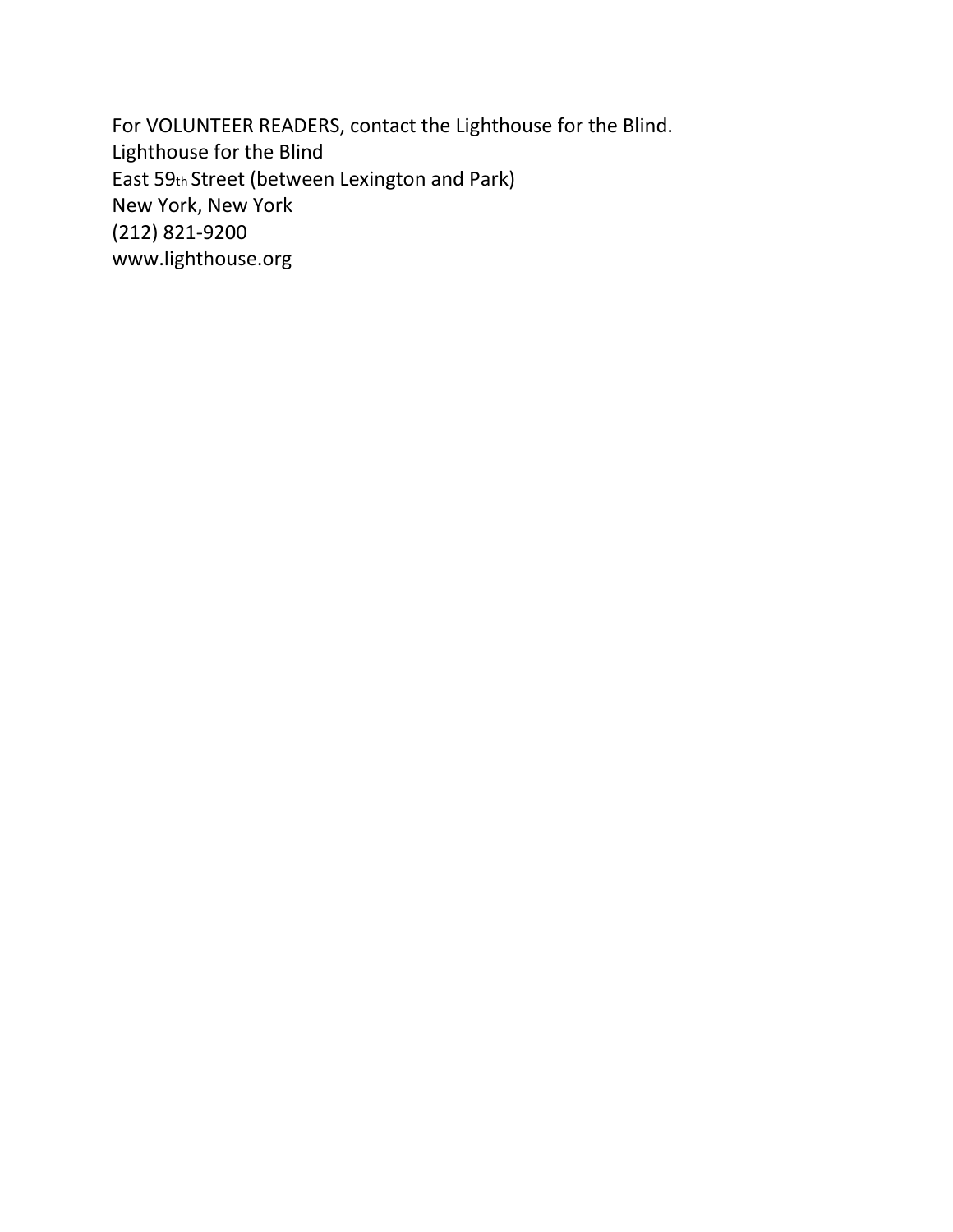For VOLUNTEER READERS, contact the Lighthouse for the Blind.
Lighthouse for the Blind
East 59th Street (between Lexington and Park)
New York, New York
(212) 821-9200
www.lighthouse.org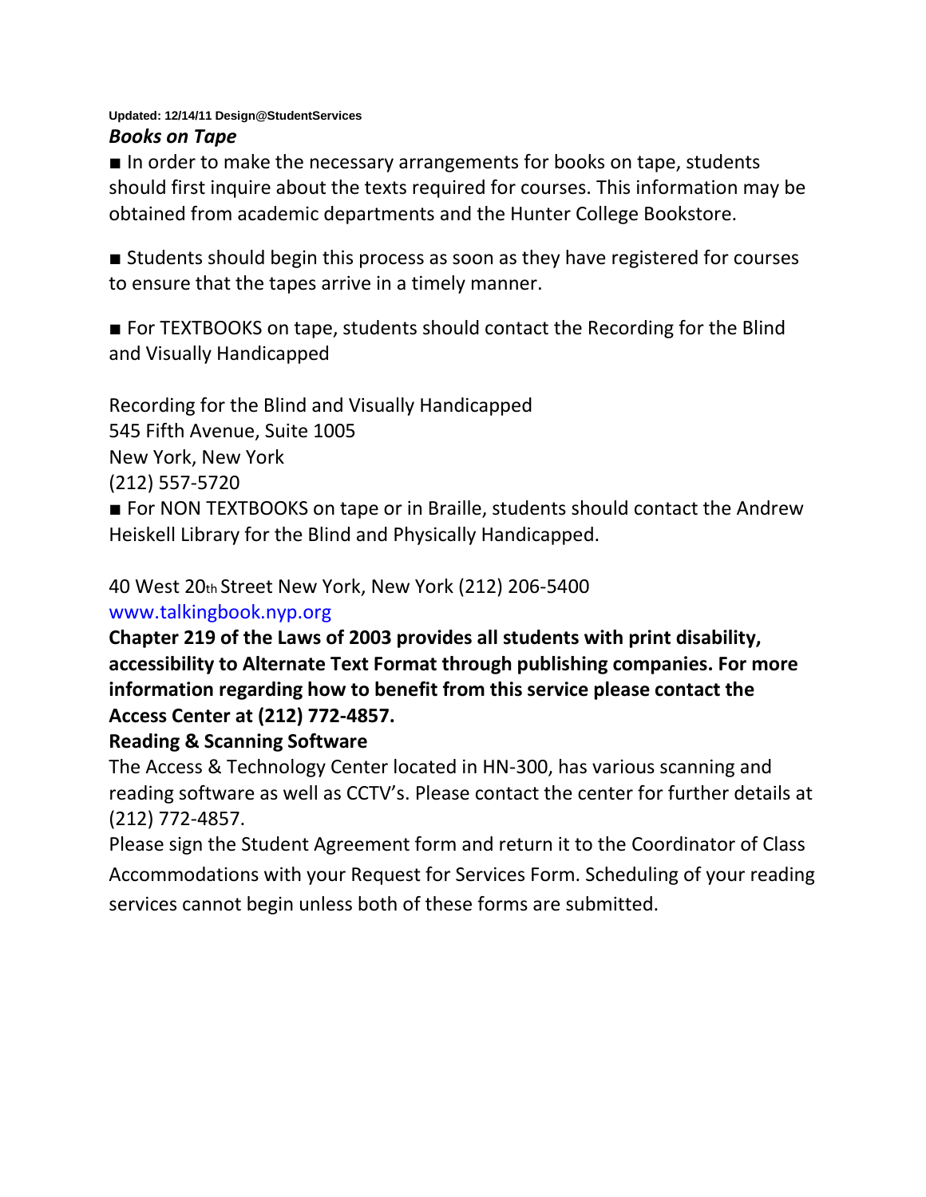Updated: 12/14/11 Design@StudentServices

***Books on Tape***

■ In order to make the necessary arrangements for books on tape, students should first inquire about the texts required for courses. This information may be obtained from academic departments and the Hunter College Bookstore.

■ Students should begin this process as soon as they have registered for courses to ensure that the tapes arrive in a timely manner.

■ For TEXTBOOKS on tape, students should contact the Recording for the Blind and Visually Handicapped

Recording for the Blind and Visually Handicapped
545 Fifth Avenue, Suite 1005
New York, New York
(212) 557-5720

■ For NON TEXTBOOKS on tape or in Braille, students should contact the Andrew Heiskell Library for the Blind and Physically Handicapped.

40 West 20th Street New York, New York (212) 206-5400
www.talkingbook.nyp.org

**Chapter 219 of the Laws of 2003 provides all students with print disability, accessibility to Alternate Text Format through publishing companies. For more information regarding how to benefit from this service please contact the Access Center at (212) 772-4857.**

**Reading & Scanning Software**

The Access & Technology Center located in HN-300, has various scanning and reading software as well as CCTV's. Please contact the center for further details at (212) 772-4857.

Please sign the Student Agreement form and return it to the Coordinator of Class Accommodations with your Request for Services Form. Scheduling of your reading services cannot begin unless both of these forms are submitted.